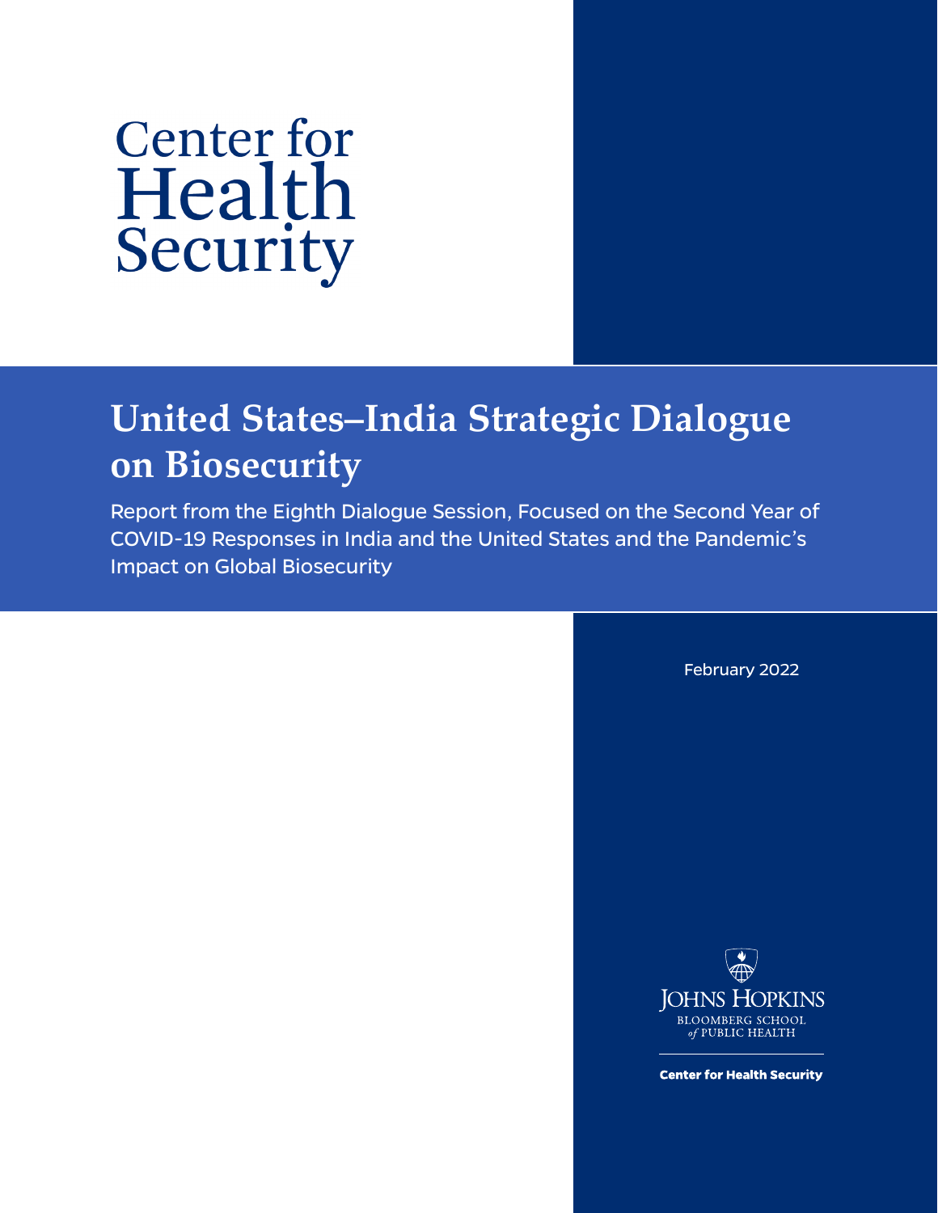Center for Health Security

# United States–India Strategic Dialogue on Biosecurity

Report from the Eighth Dialogue Session, Focused on the Second Year of COVID-19 Responses in India and the United States and the Pandemic's Impact on Global Biosecurity

February 2022

Johns Hopkins Bloomberg School of Public Health

Center for Health Security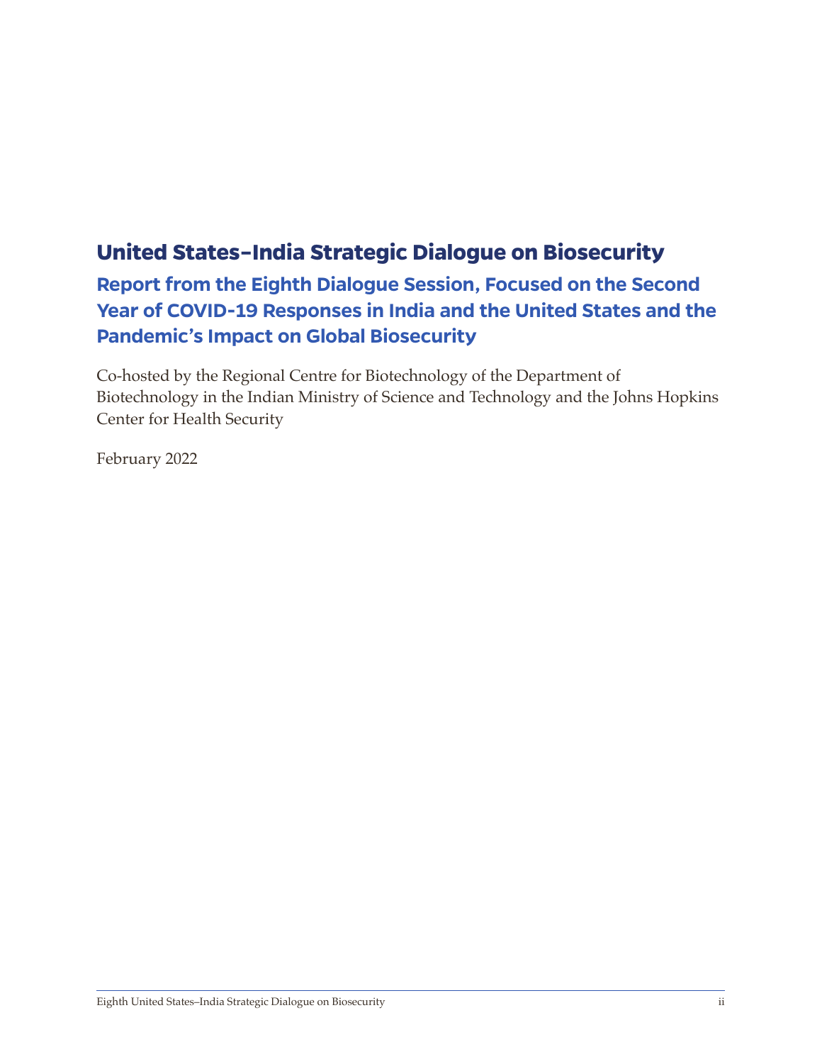# United States–India Strategic Dialogue on Biosecurity

## Report from the Eighth Dialogue Session, Focused on the Second Year of COVID-19 Responses in India and the United States and the Pandemic's Impact on Global Biosecurity

Co-hosted by the Regional Centre for Biotechnology of the Department of Biotechnology in the Indian Ministry of Science and Technology and the Johns Hopkins Center for Health Security

February 2022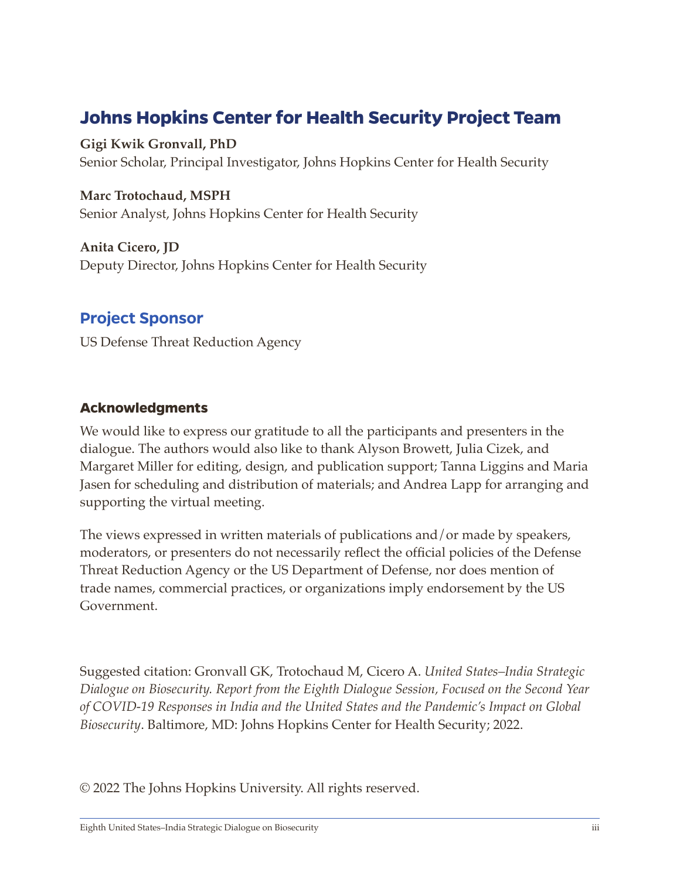## Johns Hopkins Center for Health Security Project Team

**Gigi Kwik Gronvall, PhD**
Senior Scholar, Principal Investigator, Johns Hopkins Center for Health Security

**Marc Trotochaud, MSPH**
Senior Analyst, Johns Hopkins Center for Health Security

**Anita Cicero, JD**
Deputy Director, Johns Hopkins Center for Health Security

## Project Sponsor

US Defense Threat Reduction Agency

### Acknowledgments

We would like to express our gratitude to all the participants and presenters in the dialogue. The authors would also like to thank Alyson Browett, Julia Cizek, and Margaret Miller for editing, design, and publication support; Tanna Liggins and Maria Jasen for scheduling and distribution of materials; and Andrea Lapp for arranging and supporting the virtual meeting.

The views expressed in written materials of publications and/or made by speakers, moderators, or presenters do not necessarily reflect the official policies of the Defense Threat Reduction Agency or the US Department of Defense, nor does mention of trade names, commercial practices, or organizations imply endorsement by the US Government.

Suggested citation: Gronvall GK, Trotochaud M, Cicero A. *United States–India Strategic Dialogue on Biosecurity. Report from the Eighth Dialogue Session, Focused on the Second Year of COVID-19 Responses in India and the United States and the Pandemic's Impact on Global Biosecurity*. Baltimore, MD: Johns Hopkins Center for Health Security; 2022.

© 2022 The Johns Hopkins University. All rights reserved.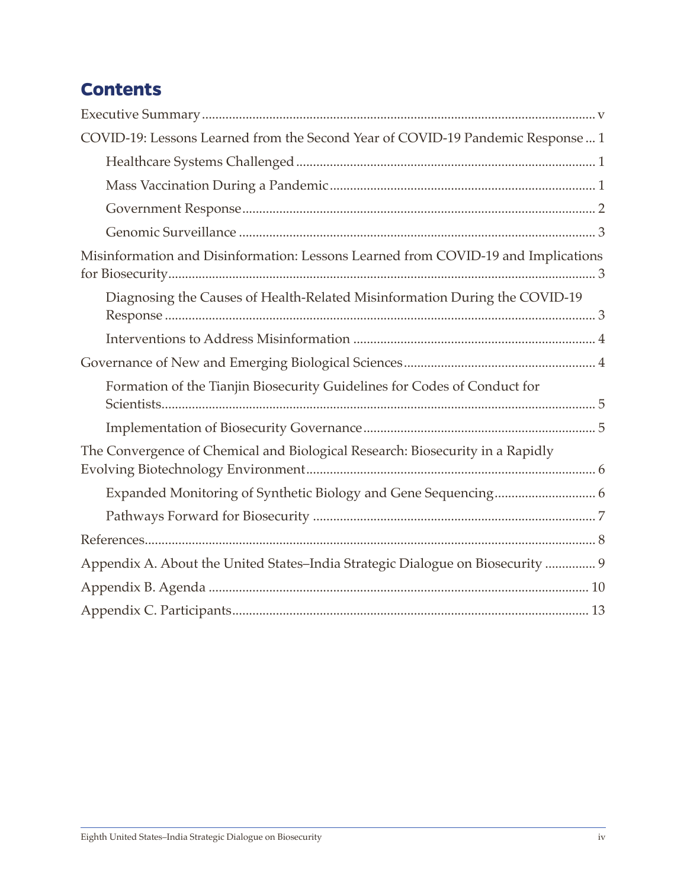## Contents

- Executive Summary ..... v
- COVID-19: Lessons Learned from the Second Year of COVID-19 Pandemic Response ... 1
  - Healthcare Systems Challenged ..... 1
  - Mass Vaccination During a Pandemic ..... 1
  - Government Response ..... 2
  - Genomic Surveillance ..... 3
- Misinformation and Disinformation: Lessons Learned from COVID-19 and Implications for Biosecurity ..... 3
  - Diagnosing the Causes of Health-Related Misinformation During the COVID-19 Response ..... 3
  - Interventions to Address Misinformation ..... 4
- Governance of New and Emerging Biological Sciences ..... 4
  - Formation of the Tianjin Biosecurity Guidelines for Codes of Conduct for Scientists ..... 5
  - Implementation of Biosecurity Governance ..... 5
- The Convergence of Chemical and Biological Research: Biosecurity in a Rapidly Evolving Biotechnology Environment ..... 6
  - Expanded Monitoring of Synthetic Biology and Gene Sequencing ..... 6
  - Pathways Forward for Biosecurity ..... 7
- References ..... 8
- Appendix A. About the United States–India Strategic Dialogue on Biosecurity ..... 9
- Appendix B. Agenda ..... 10
- Appendix C. Participants ..... 13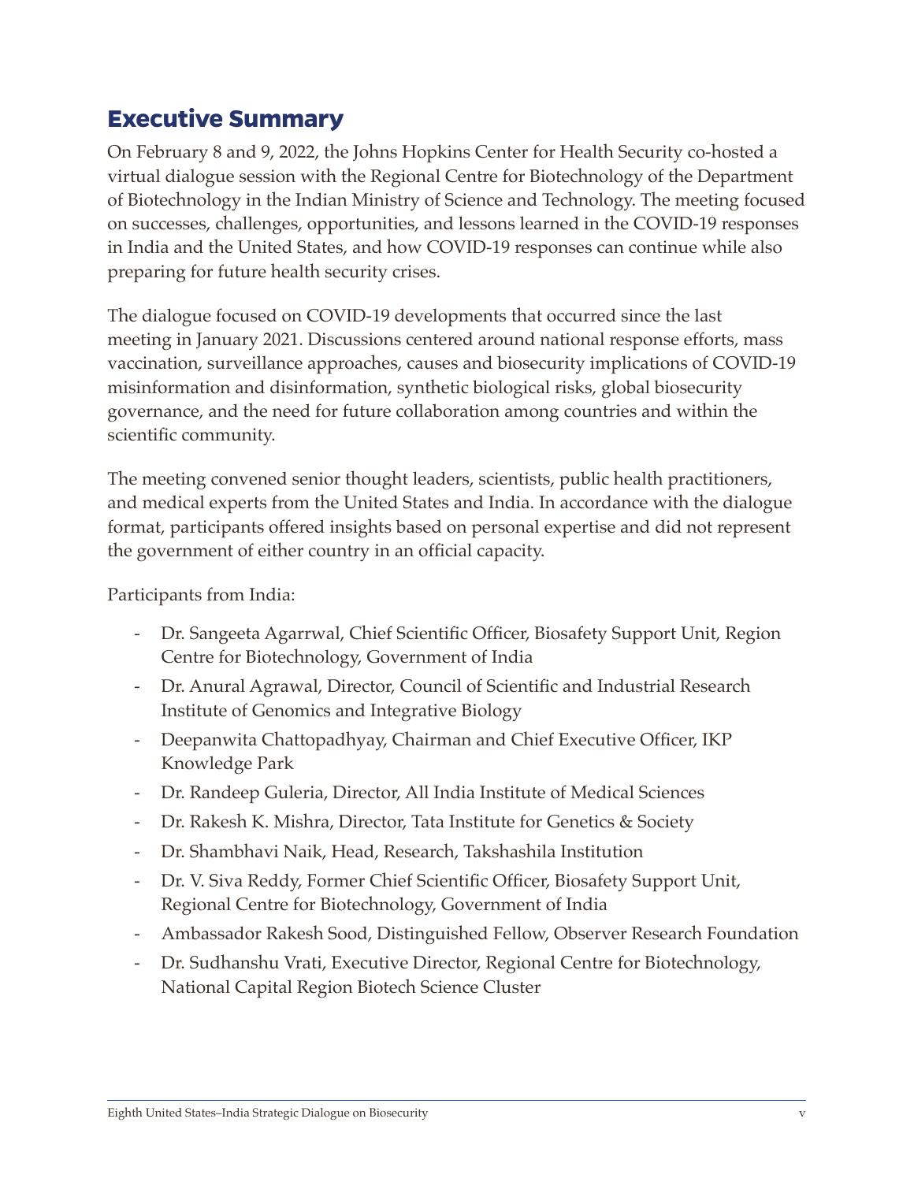## Executive Summary

On February 8 and 9, 2022, the Johns Hopkins Center for Health Security co-hosted a virtual dialogue session with the Regional Centre for Biotechnology of the Department of Biotechnology in the Indian Ministry of Science and Technology. The meeting focused on successes, challenges, opportunities, and lessons learned in the COVID-19 responses in India and the United States, and how COVID-19 responses can continue while also preparing for future health security crises.

The dialogue focused on COVID-19 developments that occurred since the last meeting in January 2021. Discussions centered around national response efforts, mass vaccination, surveillance approaches, causes and biosecurity implications of COVID-19 misinformation and disinformation, synthetic biological risks, global biosecurity governance, and the need for future collaboration among countries and within the scientific community.

The meeting convened senior thought leaders, scientists, public health practitioners, and medical experts from the United States and India. In accordance with the dialogue format, participants offered insights based on personal expertise and did not represent the government of either country in an official capacity.

Participants from India:

- Dr. Sangeeta Agarrwal, Chief Scientific Officer, Biosafety Support Unit, Region Centre for Biotechnology, Government of India
- Dr. Anural Agrawal, Director, Council of Scientific and Industrial Research Institute of Genomics and Integrative Biology
- Deepanwita Chattopadhyay, Chairman and Chief Executive Officer, IKP Knowledge Park
- Dr. Randeep Guleria, Director, All India Institute of Medical Sciences
- Dr. Rakesh K. Mishra, Director, Tata Institute for Genetics & Society
- Dr. Shambhavi Naik, Head, Research, Takshashila Institution
- Dr. V. Siva Reddy, Former Chief Scientific Officer, Biosafety Support Unit, Regional Centre for Biotechnology, Government of India
- Ambassador Rakesh Sood, Distinguished Fellow, Observer Research Foundation
- Dr. Sudhanshu Vrati, Executive Director, Regional Centre for Biotechnology, National Capital Region Biotech Science Cluster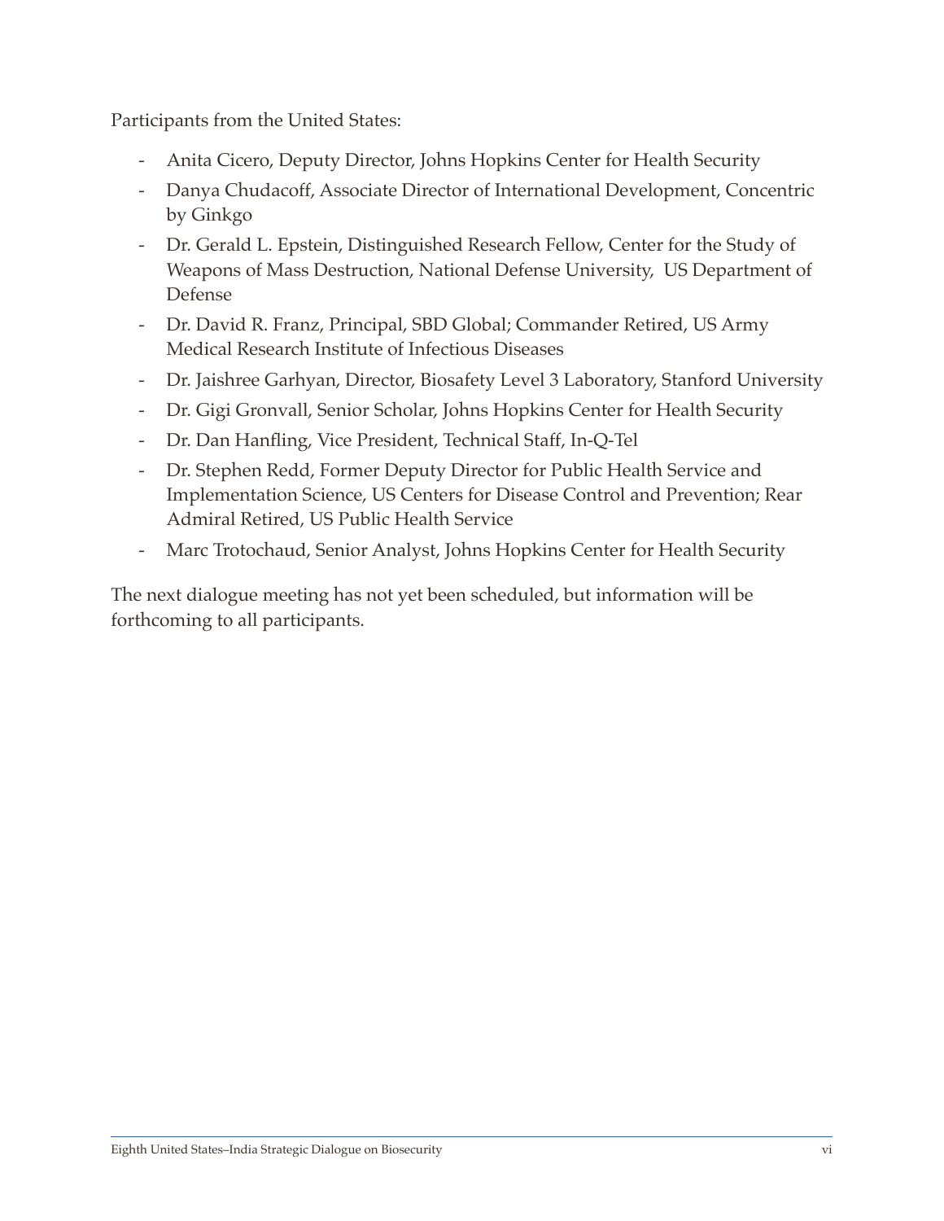Participants from the United States:

- Anita Cicero, Deputy Director, Johns Hopkins Center for Health Security
- Danya Chudacoff, Associate Director of International Development, Concentric by Ginkgo
- Dr. Gerald L. Epstein, Distinguished Research Fellow, Center for the Study of Weapons of Mass Destruction, National Defense University, US Department of Defense
- Dr. David R. Franz, Principal, SBD Global; Commander Retired, US Army Medical Research Institute of Infectious Diseases
- Dr. Jaishree Garhyan, Director, Biosafety Level 3 Laboratory, Stanford University
- Dr. Gigi Gronvall, Senior Scholar, Johns Hopkins Center for Health Security
- Dr. Dan Hanfling, Vice President, Technical Staff, In-Q-Tel
- Dr. Stephen Redd, Former Deputy Director for Public Health Service and Implementation Science, US Centers for Disease Control and Prevention; Rear Admiral Retired, US Public Health Service
- Marc Trotochaud, Senior Analyst, Johns Hopkins Center for Health Security

The next dialogue meeting has not yet been scheduled, but information will be forthcoming to all participants.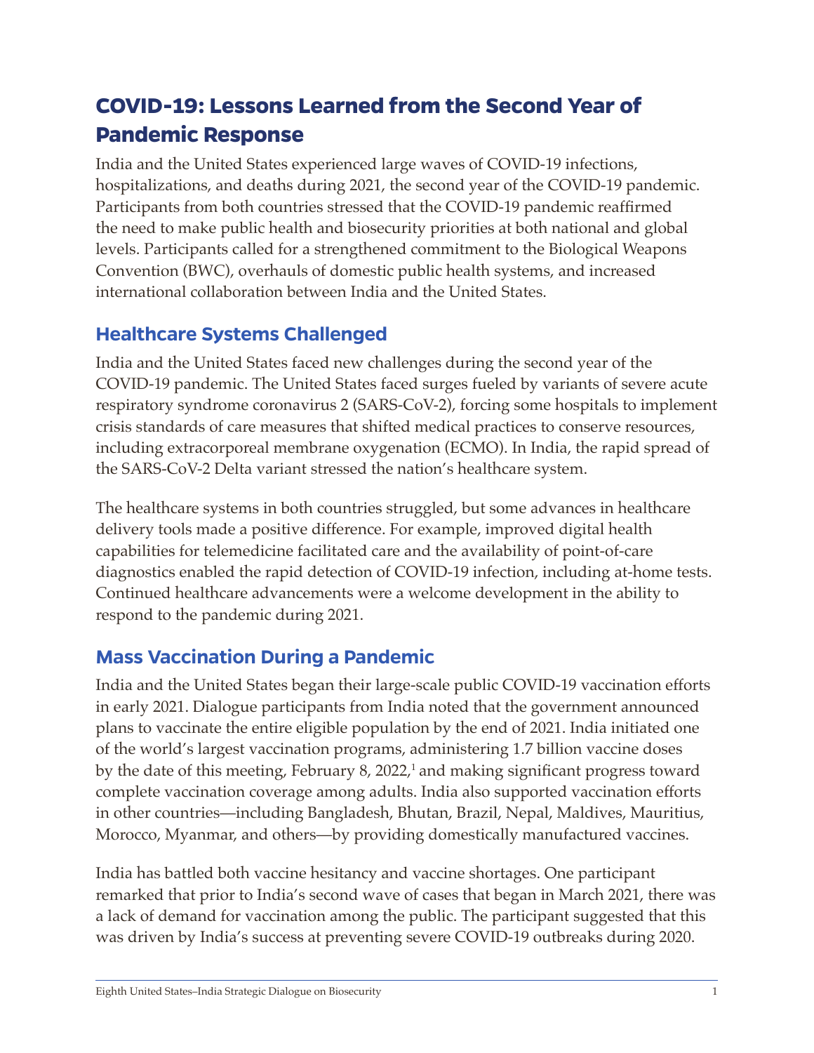# COVID-19: Lessons Learned from the Second Year of Pandemic Response

India and the United States experienced large waves of COVID-19 infections, hospitalizations, and deaths during 2021, the second year of the COVID-19 pandemic. Participants from both countries stressed that the COVID-19 pandemic reaffirmed the need to make public health and biosecurity priorities at both national and global levels. Participants called for a strengthened commitment to the Biological Weapons Convention (BWC), overhauls of domestic public health systems, and increased international collaboration between India and the United States.

## Healthcare Systems Challenged

India and the United States faced new challenges during the second year of the COVID-19 pandemic. The United States faced surges fueled by variants of severe acute respiratory syndrome coronavirus 2 (SARS-CoV-2), forcing some hospitals to implement crisis standards of care measures that shifted medical practices to conserve resources, including extracorporeal membrane oxygenation (ECMO). In India, the rapid spread of the SARS-CoV-2 Delta variant stressed the nation's healthcare system.

The healthcare systems in both countries struggled, but some advances in healthcare delivery tools made a positive difference. For example, improved digital health capabilities for telemedicine facilitated care and the availability of point-of-care diagnostics enabled the rapid detection of COVID-19 infection, including at-home tests. Continued healthcare advancements were a welcome development in the ability to respond to the pandemic during 2021.

## Mass Vaccination During a Pandemic

India and the United States began their large-scale public COVID-19 vaccination efforts in early 2021. Dialogue participants from India noted that the government announced plans to vaccinate the entire eligible population by the end of 2021. India initiated one of the world's largest vaccination programs, administering 1.7 billion vaccine doses by the date of this meeting, February 8, 2022,[1] and making significant progress toward complete vaccination coverage among adults. India also supported vaccination efforts in other countries—including Bangladesh, Bhutan, Brazil, Nepal, Maldives, Mauritius, Morocco, Myanmar, and others—by providing domestically manufactured vaccines.

India has battled both vaccine hesitancy and vaccine shortages. One participant remarked that prior to India's second wave of cases that began in March 2021, there was a lack of demand for vaccination among the public. The participant suggested that this was driven by India's success at preventing severe COVID-19 outbreaks during 2020.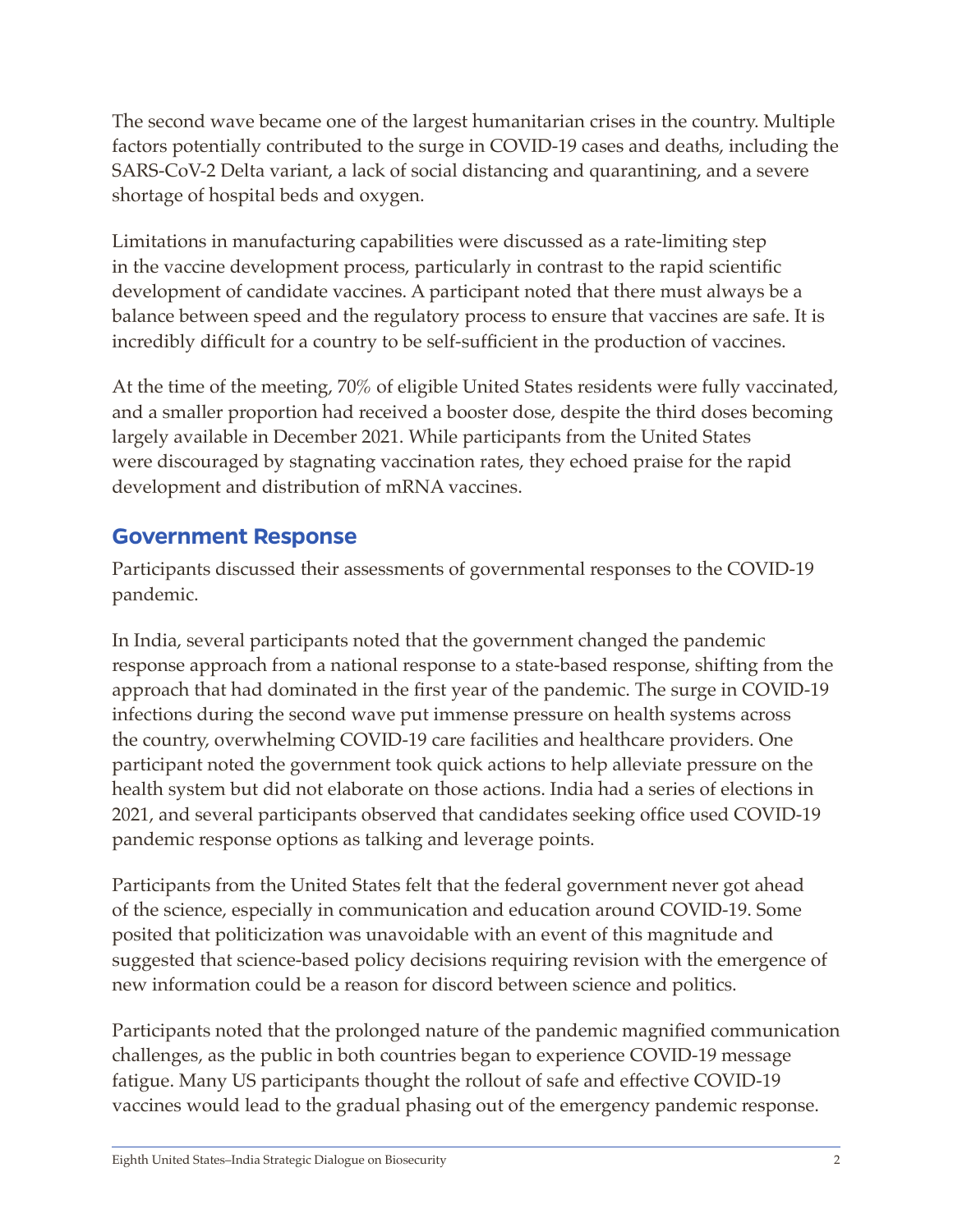The second wave became one of the largest humanitarian crises in the country. Multiple factors potentially contributed to the surge in COVID-19 cases and deaths, including the SARS-CoV-2 Delta variant, a lack of social distancing and quarantining, and a severe shortage of hospital beds and oxygen.

Limitations in manufacturing capabilities were discussed as a rate-limiting step in the vaccine development process, particularly in contrast to the rapid scientific development of candidate vaccines. A participant noted that there must always be a balance between speed and the regulatory process to ensure that vaccines are safe. It is incredibly difficult for a country to be self-sufficient in the production of vaccines.

At the time of the meeting, 70% of eligible United States residents were fully vaccinated, and a smaller proportion had received a booster dose, despite the third doses becoming largely available in December 2021. While participants from the United States were discouraged by stagnating vaccination rates, they echoed praise for the rapid development and distribution of mRNA vaccines.

## Government Response

Participants discussed their assessments of governmental responses to the COVID-19 pandemic.

In India, several participants noted that the government changed the pandemic response approach from a national response to a state-based response, shifting from the approach that had dominated in the first year of the pandemic. The surge in COVID-19 infections during the second wave put immense pressure on health systems across the country, overwhelming COVID-19 care facilities and healthcare providers. One participant noted the government took quick actions to help alleviate pressure on the health system but did not elaborate on those actions. India had a series of elections in 2021, and several participants observed that candidates seeking office used COVID-19 pandemic response options as talking and leverage points.

Participants from the United States felt that the federal government never got ahead of the science, especially in communication and education around COVID-19. Some posited that politicization was unavoidable with an event of this magnitude and suggested that science-based policy decisions requiring revision with the emergence of new information could be a reason for discord between science and politics.

Participants noted that the prolonged nature of the pandemic magnified communication challenges, as the public in both countries began to experience COVID-19 message fatigue. Many US participants thought the rollout of safe and effective COVID-19 vaccines would lead to the gradual phasing out of the emergency pandemic response.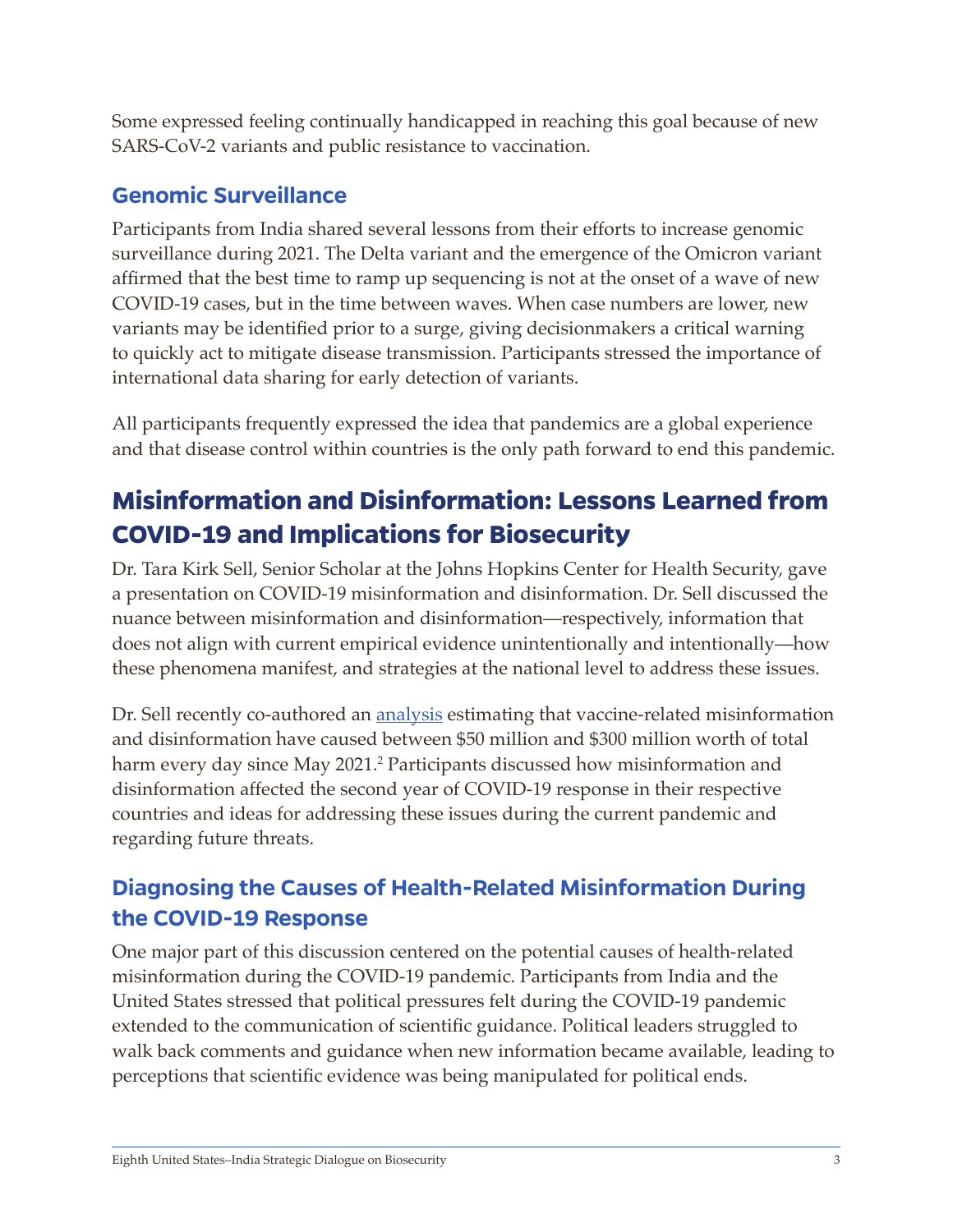Some expressed feeling continually handicapped in reaching this goal because of new SARS-CoV-2 variants and public resistance to vaccination.

### Genomic Surveillance

Participants from India shared several lessons from their efforts to increase genomic surveillance during 2021. The Delta variant and the emergence of the Omicron variant affirmed that the best time to ramp up sequencing is not at the onset of a wave of new COVID-19 cases, but in the time between waves. When case numbers are lower, new variants may be identified prior to a surge, giving decisionmakers a critical warning to quickly act to mitigate disease transmission. Participants stressed the importance of international data sharing for early detection of variants.

All participants frequently expressed the idea that pandemics are a global experience and that disease control within countries is the only path forward to end this pandemic.

## Misinformation and Disinformation: Lessons Learned from COVID-19 and Implications for Biosecurity

Dr. Tara Kirk Sell, Senior Scholar at the Johns Hopkins Center for Health Security, gave a presentation on COVID-19 misinformation and disinformation. Dr. Sell discussed the nuance between misinformation and disinformation—respectively, information that does not align with current empirical evidence unintentionally and intentionally—how these phenomena manifest, and strategies at the national level to address these issues.

Dr. Sell recently co-authored an analysis estimating that vaccine-related misinformation and disinformation have caused between $50 million and $300 million worth of total harm every day since May 2021.[2] Participants discussed how misinformation and disinformation affected the second year of COVID-19 response in their respective countries and ideas for addressing these issues during the current pandemic and regarding future threats.

### Diagnosing the Causes of Health-Related Misinformation During the COVID-19 Response

One major part of this discussion centered on the potential causes of health-related misinformation during the COVID-19 pandemic. Participants from India and the United States stressed that political pressures felt during the COVID-19 pandemic extended to the communication of scientific guidance. Political leaders struggled to walk back comments and guidance when new information became available, leading to perceptions that scientific evidence was being manipulated for political ends.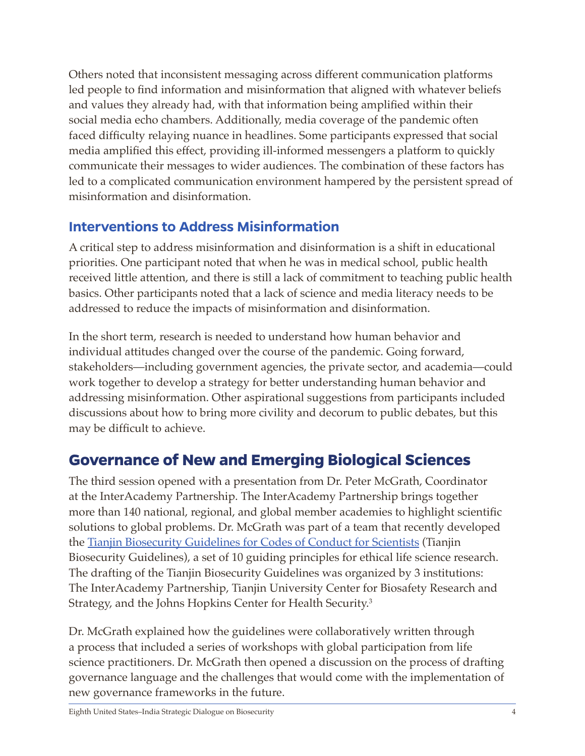Others noted that inconsistent messaging across different communication platforms led people to find information and misinformation that aligned with whatever beliefs and values they already had, with that information being amplified within their social media echo chambers. Additionally, media coverage of the pandemic often faced difficulty relaying nuance in headlines. Some participants expressed that social media amplified this effect, providing ill-informed messengers a platform to quickly communicate their messages to wider audiences. The combination of these factors has led to a complicated communication environment hampered by the persistent spread of misinformation and disinformation.

### Interventions to Address Misinformation

A critical step to address misinformation and disinformation is a shift in educational priorities. One participant noted that when he was in medical school, public health received little attention, and there is still a lack of commitment to teaching public health basics. Other participants noted that a lack of science and media literacy needs to be addressed to reduce the impacts of misinformation and disinformation.

In the short term, research is needed to understand how human behavior and individual attitudes changed over the course of the pandemic. Going forward, stakeholders—including government agencies, the private sector, and academia—could work together to develop a strategy for better understanding human behavior and addressing misinformation. Other aspirational suggestions from participants included discussions about how to bring more civility and decorum to public debates, but this may be difficult to achieve.

## Governance of New and Emerging Biological Sciences

The third session opened with a presentation from Dr. Peter McGrath, Coordinator at the InterAcademy Partnership. The InterAcademy Partnership brings together more than 140 national, regional, and global member academies to highlight scientific solutions to global problems. Dr. McGrath was part of a team that recently developed the Tianjin Biosecurity Guidelines for Codes of Conduct for Scientists (Tianjin Biosecurity Guidelines), a set of 10 guiding principles for ethical life science research. The drafting of the Tianjin Biosecurity Guidelines was organized by 3 institutions: The InterAcademy Partnership, Tianjin University Center for Biosafety Research and Strategy, and the Johns Hopkins Center for Health Security.[3]

Dr. McGrath explained how the guidelines were collaboratively written through a process that included a series of workshops with global participation from life science practitioners. Dr. McGrath then opened a discussion on the process of drafting governance language and the challenges that would come with the implementation of new governance frameworks in the future.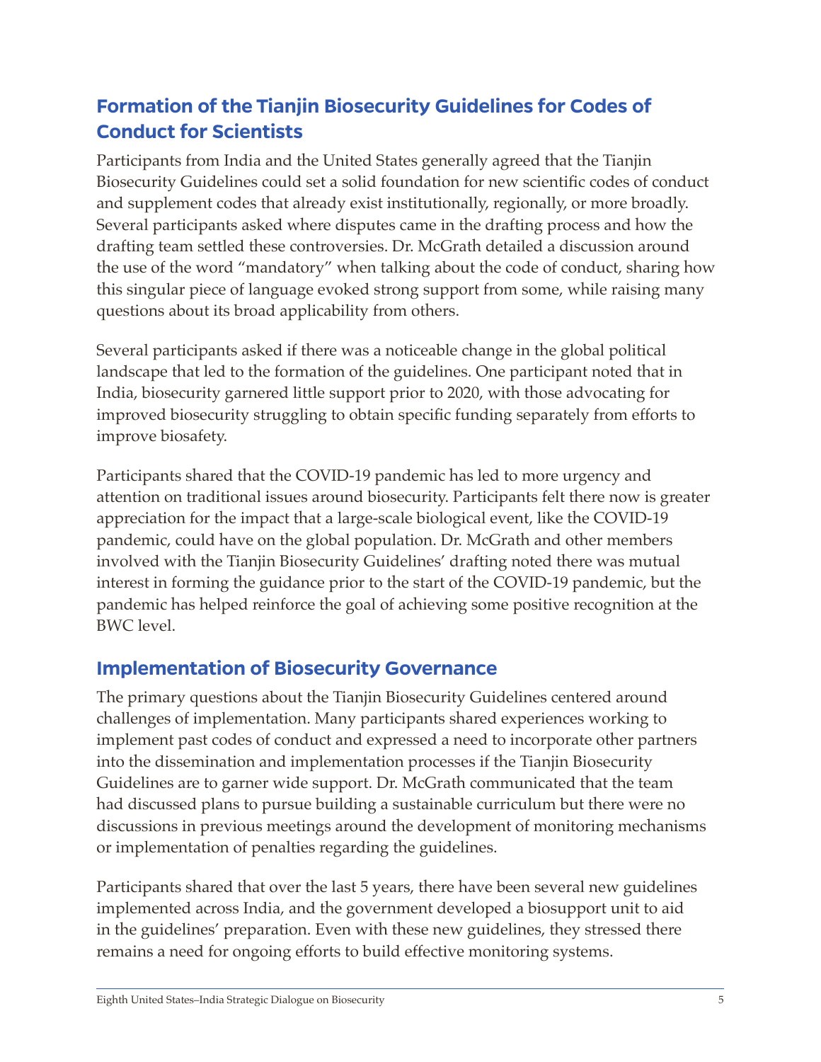## Formation of the Tianjin Biosecurity Guidelines for Codes of Conduct for Scientists

Participants from India and the United States generally agreed that the Tianjin Biosecurity Guidelines could set a solid foundation for new scientific codes of conduct and supplement codes that already exist institutionally, regionally, or more broadly. Several participants asked where disputes came in the drafting process and how the drafting team settled these controversies. Dr. McGrath detailed a discussion around the use of the word "mandatory" when talking about the code of conduct, sharing how this singular piece of language evoked strong support from some, while raising many questions about its broad applicability from others.

Several participants asked if there was a noticeable change in the global political landscape that led to the formation of the guidelines. One participant noted that in India, biosecurity garnered little support prior to 2020, with those advocating for improved biosecurity struggling to obtain specific funding separately from efforts to improve biosafety.

Participants shared that the COVID-19 pandemic has led to more urgency and attention on traditional issues around biosecurity. Participants felt there now is greater appreciation for the impact that a large-scale biological event, like the COVID-19 pandemic, could have on the global population. Dr. McGrath and other members involved with the Tianjin Biosecurity Guidelines' drafting noted there was mutual interest in forming the guidance prior to the start of the COVID-19 pandemic, but the pandemic has helped reinforce the goal of achieving some positive recognition at the BWC level.

## Implementation of Biosecurity Governance

The primary questions about the Tianjin Biosecurity Guidelines centered around challenges of implementation. Many participants shared experiences working to implement past codes of conduct and expressed a need to incorporate other partners into the dissemination and implementation processes if the Tianjin Biosecurity Guidelines are to garner wide support. Dr. McGrath communicated that the team had discussed plans to pursue building a sustainable curriculum but there were no discussions in previous meetings around the development of monitoring mechanisms or implementation of penalties regarding the guidelines.

Participants shared that over the last 5 years, there have been several new guidelines implemented across India, and the government developed a biosupport unit to aid in the guidelines' preparation. Even with these new guidelines, they stressed there remains a need for ongoing efforts to build effective monitoring systems.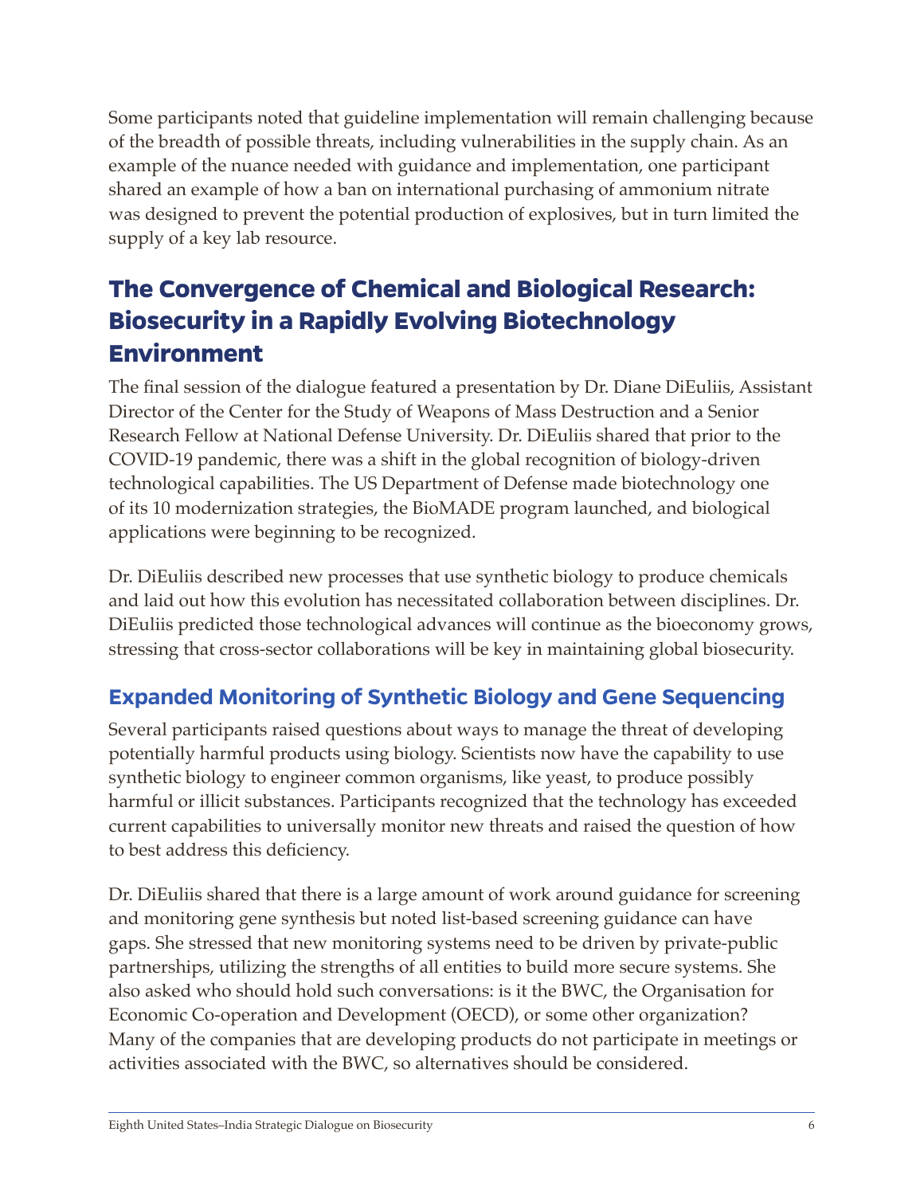Some participants noted that guideline implementation will remain challenging because of the breadth of possible threats, including vulnerabilities in the supply chain. As an example of the nuance needed with guidance and implementation, one participant shared an example of how a ban on international purchasing of ammonium nitrate was designed to prevent the potential production of explosives, but in turn limited the supply of a key lab resource.

## The Convergence of Chemical and Biological Research: Biosecurity in a Rapidly Evolving Biotechnology Environment

The final session of the dialogue featured a presentation by Dr. Diane DiEuliis, Assistant Director of the Center for the Study of Weapons of Mass Destruction and a Senior Research Fellow at National Defense University. Dr. DiEuliis shared that prior to the COVID-19 pandemic, there was a shift in the global recognition of biology-driven technological capabilities. The US Department of Defense made biotechnology one of its 10 modernization strategies, the BioMADE program launched, and biological applications were beginning to be recognized.

Dr. DiEuliis described new processes that use synthetic biology to produce chemicals and laid out how this evolution has necessitated collaboration between disciplines. Dr. DiEuliis predicted those technological advances will continue as the bioeconomy grows, stressing that cross-sector collaborations will be key in maintaining global biosecurity.

### Expanded Monitoring of Synthetic Biology and Gene Sequencing

Several participants raised questions about ways to manage the threat of developing potentially harmful products using biology. Scientists now have the capability to use synthetic biology to engineer common organisms, like yeast, to produce possibly harmful or illicit substances. Participants recognized that the technology has exceeded current capabilities to universally monitor new threats and raised the question of how to best address this deficiency.

Dr. DiEuliis shared that there is a large amount of work around guidance for screening and monitoring gene synthesis but noted list-based screening guidance can have gaps. She stressed that new monitoring systems need to be driven by private-public partnerships, utilizing the strengths of all entities to build more secure systems. She also asked who should hold such conversations: is it the BWC, the Organisation for Economic Co-operation and Development (OECD), or some other organization? Many of the companies that are developing products do not participate in meetings or activities associated with the BWC, so alternatives should be considered.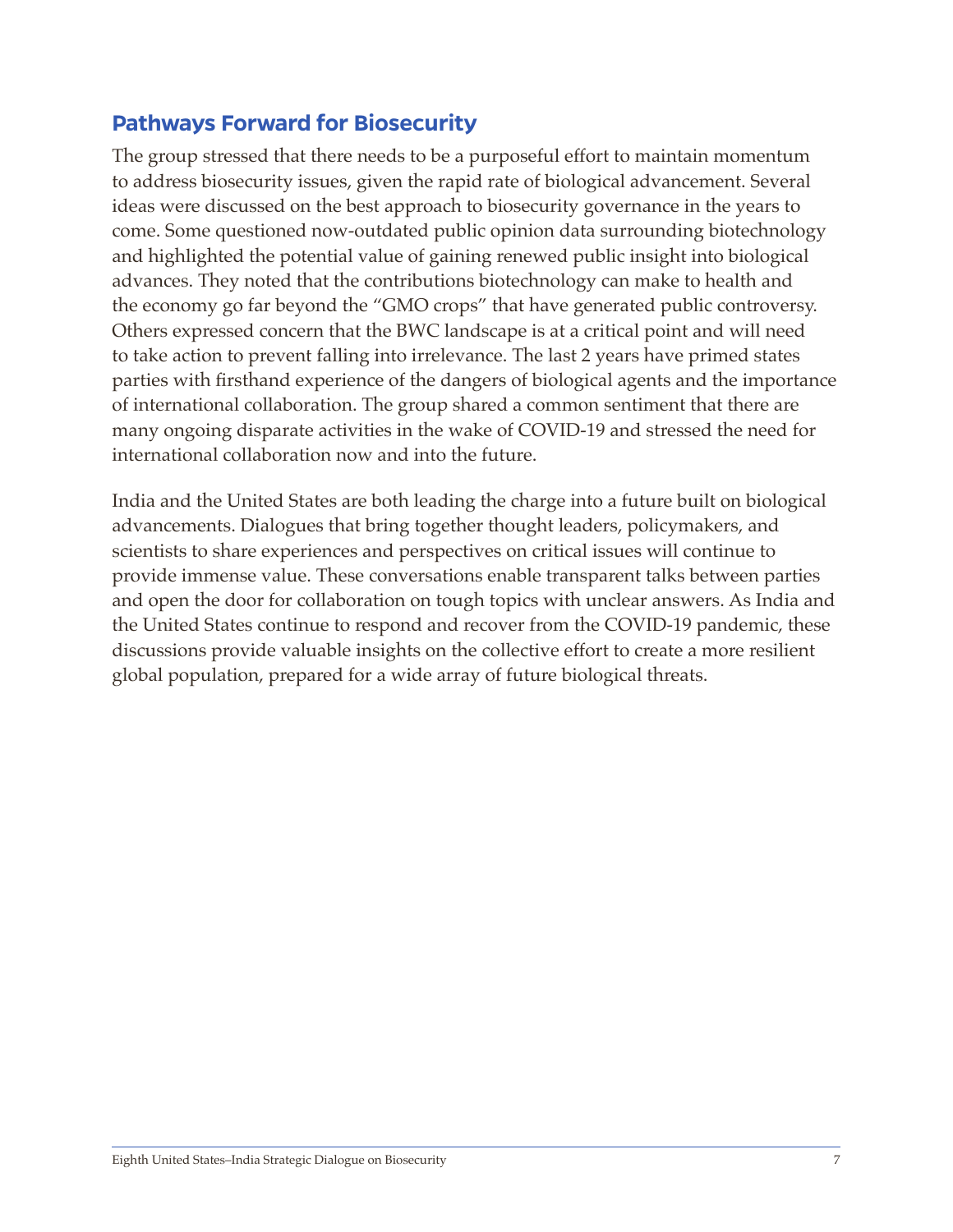## Pathways Forward for Biosecurity

The group stressed that there needs to be a purposeful effort to maintain momentum to address biosecurity issues, given the rapid rate of biological advancement. Several ideas were discussed on the best approach to biosecurity governance in the years to come. Some questioned now-outdated public opinion data surrounding biotechnology and highlighted the potential value of gaining renewed public insight into biological advances. They noted that the contributions biotechnology can make to health and the economy go far beyond the "GMO crops" that have generated public controversy. Others expressed concern that the BWC landscape is at a critical point and will need to take action to prevent falling into irrelevance. The last 2 years have primed states parties with firsthand experience of the dangers of biological agents and the importance of international collaboration. The group shared a common sentiment that there are many ongoing disparate activities in the wake of COVID-19 and stressed the need for international collaboration now and into the future.

India and the United States are both leading the charge into a future built on biological advancements. Dialogues that bring together thought leaders, policymakers, and scientists to share experiences and perspectives on critical issues will continue to provide immense value. These conversations enable transparent talks between parties and open the door for collaboration on tough topics with unclear answers. As India and the United States continue to respond and recover from the COVID-19 pandemic, these discussions provide valuable insights on the collective effort to create a more resilient global population, prepared for a wide array of future biological threats.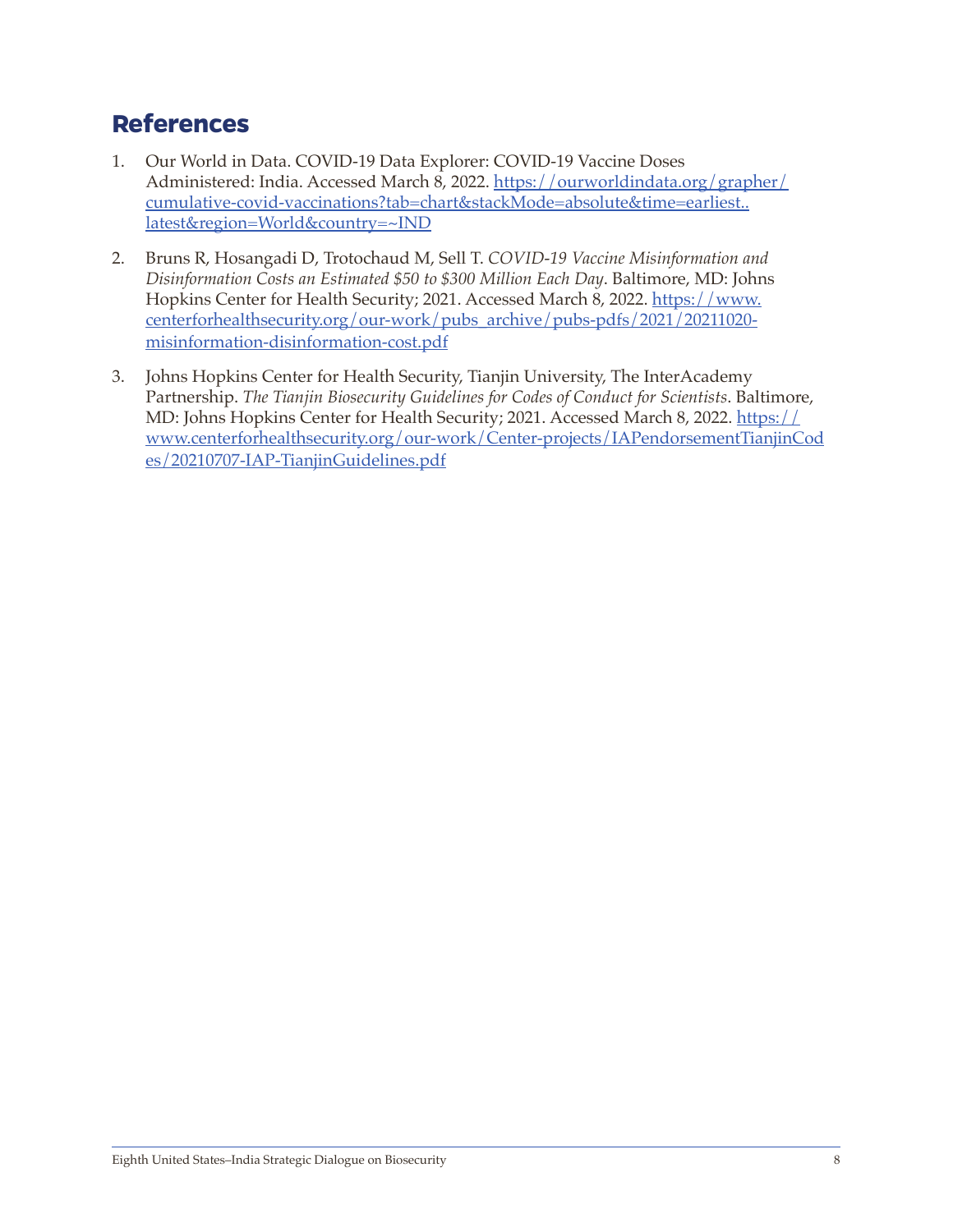## References

1. Our World in Data. COVID-19 Data Explorer: COVID-19 Vaccine Doses Administered: India. Accessed March 8, 2022. https://ourworldindata.org/grapher/cumulative-covid-vaccinations?tab=chart&stackMode=absolute&time=earliest..latest&region=World&country=~IND

2. Bruns R, Hosangadi D, Trotochaud M, Sell T. *COVID-19 Vaccine Misinformation and Disinformation Costs an Estimated $50 to $300 Million Each Day*. Baltimore, MD: Johns Hopkins Center for Health Security; 2021. Accessed March 8, 2022. https://www.centerforhealthsecurity.org/our-work/pubs_archive/pubs-pdfs/2021/20211020-misinformation-disinformation-cost.pdf

3. Johns Hopkins Center for Health Security, Tianjin University, The InterAcademy Partnership. *The Tianjin Biosecurity Guidelines for Codes of Conduct for Scientists*. Baltimore, MD: Johns Hopkins Center for Health Security; 2021. Accessed March 8, 2022. https://www.centerforhealthsecurity.org/our-work/Center-projects/IAPendorsementTianjinCodes/20210707-IAP-TianjinGuidelines.pdf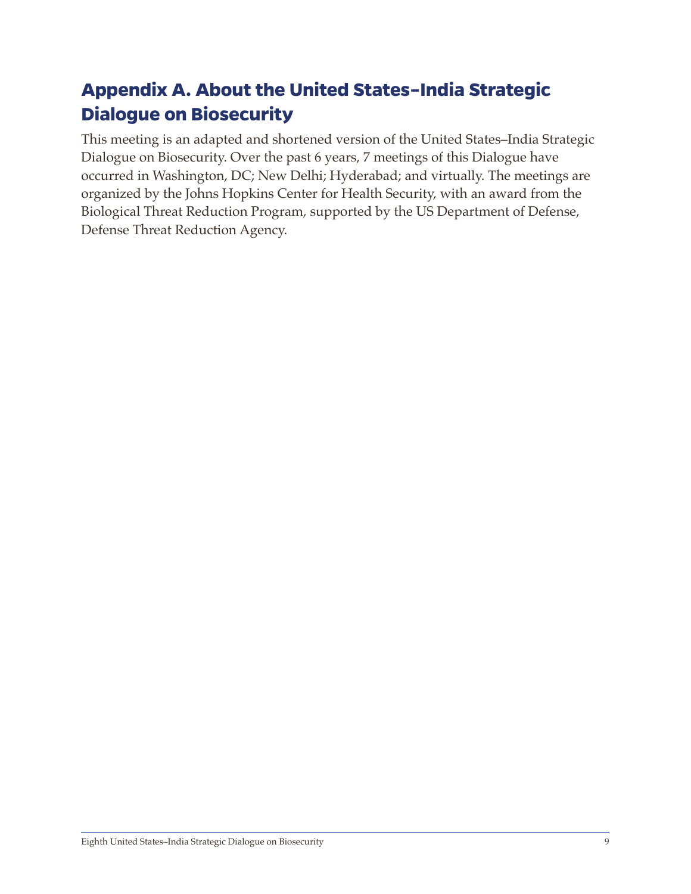## Appendix A. About the United States–India Strategic Dialogue on Biosecurity

This meeting is an adapted and shortened version of the United States–India Strategic Dialogue on Biosecurity. Over the past 6 years, 7 meetings of this Dialogue have occurred in Washington, DC; New Delhi; Hyderabad; and virtually. The meetings are organized by the Johns Hopkins Center for Health Security, with an award from the Biological Threat Reduction Program, supported by the US Department of Defense, Defense Threat Reduction Agency.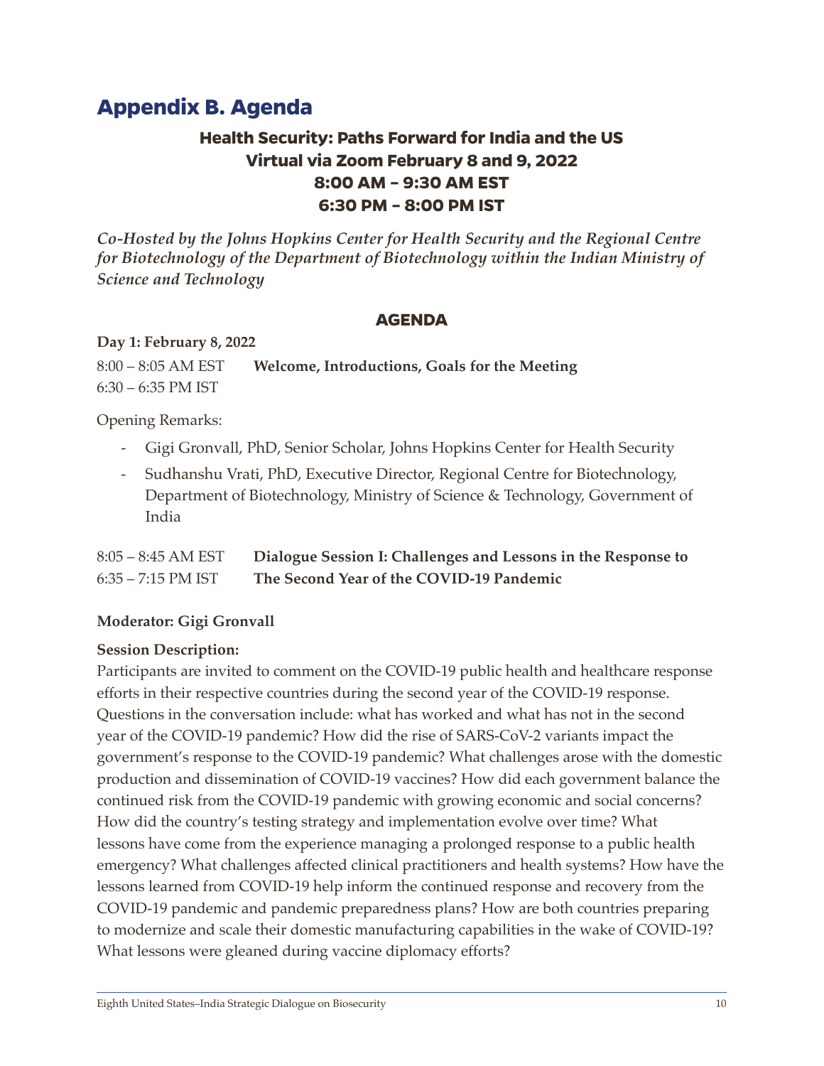# Appendix B. Agenda

## Health Security: Paths Forward for India and the US
## Virtual via Zoom February 8 and 9, 2022
## 8:00 AM – 9:30 AM EST
## 6:30 PM – 8:00 PM IST

***Co-Hosted by the Johns Hopkins Center for Health Security and the Regional Centre for Biotechnology of the Department of Biotechnology within the Indian Ministry of Science and Technology***

### AGENDA

**Day 1: February 8, 2022**

8:00 – 8:05 AM EST **Welcome, Introductions, Goals for the Meeting**
6:30 – 6:35 PM IST

Opening Remarks:

- Gigi Gronvall, PhD, Senior Scholar, Johns Hopkins Center for Health Security
- Sudhanshu Vrati, PhD, Executive Director, Regional Centre for Biotechnology, Department of Biotechnology, Ministry of Science & Technology, Government of India

8:05 – 8:45 AM EST **Dialogue Session I: Challenges and Lessons in the Response to**
6:35 – 7:15 PM IST **The Second Year of the COVID-19 Pandemic**

**Moderator: Gigi Gronvall**

**Session Description:**
Participants are invited to comment on the COVID-19 public health and healthcare response efforts in their respective countries during the second year of the COVID-19 response. Questions in the conversation include: what has worked and what has not in the second year of the COVID-19 pandemic? How did the rise of SARS-CoV-2 variants impact the government's response to the COVID-19 pandemic? What challenges arose with the domestic production and dissemination of COVID-19 vaccines? How did each government balance the continued risk from the COVID-19 pandemic with growing economic and social concerns? How did the country's testing strategy and implementation evolve over time? What lessons have come from the experience managing a prolonged response to a public health emergency? What challenges affected clinical practitioners and health systems? How have the lessons learned from COVID-19 help inform the continued response and recovery from the COVID-19 pandemic and pandemic preparedness plans? How are both countries preparing to modernize and scale their domestic manufacturing capabilities in the wake of COVID-19? What lessons were gleaned during vaccine diplomacy efforts?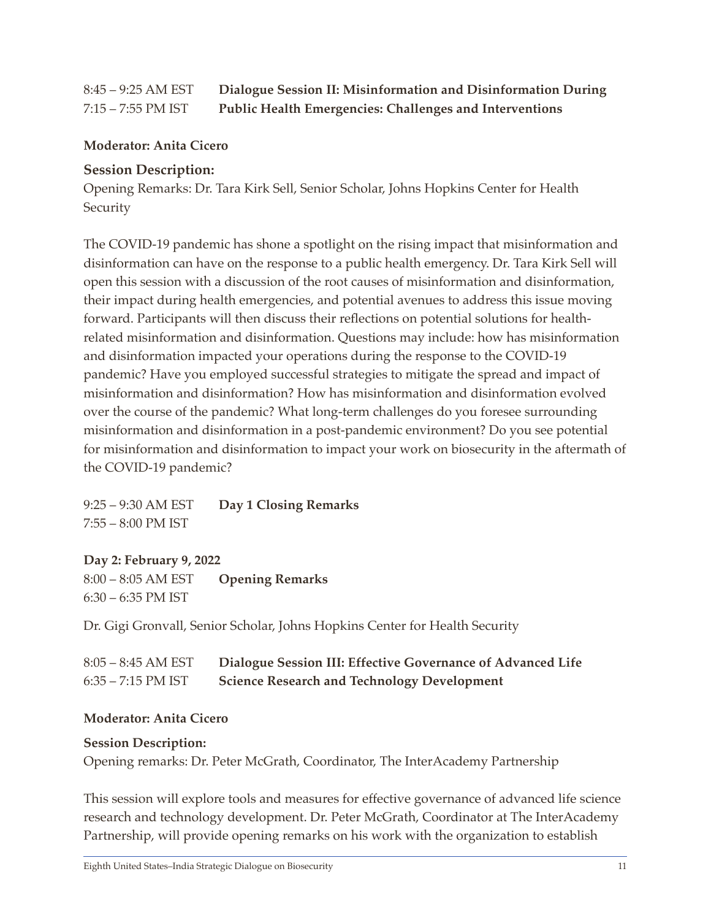8:45 – 9:25 AM EST **Dialogue Session II: Misinformation and Disinformation During**
7:15 – 7:55 PM IST **Public Health Emergencies: Challenges and Interventions**

**Moderator: Anita Cicero**

**Session Description:**
Opening Remarks: Dr. Tara Kirk Sell, Senior Scholar, Johns Hopkins Center for Health Security

The COVID-19 pandemic has shone a spotlight on the rising impact that misinformation and disinformation can have on the response to a public health emergency. Dr. Tara Kirk Sell will open this session with a discussion of the root causes of misinformation and disinformation, their impact during health emergencies, and potential avenues to address this issue moving forward. Participants will then discuss their reflections on potential solutions for health-related misinformation and disinformation. Questions may include: how has misinformation and disinformation impacted your operations during the response to the COVID-19 pandemic? Have you employed successful strategies to mitigate the spread and impact of misinformation and disinformation? How has misinformation and disinformation evolved over the course of the pandemic? What long-term challenges do you foresee surrounding misinformation and disinformation in a post-pandemic environment? Do you see potential for misinformation and disinformation to impact your work on biosecurity in the aftermath of the COVID-19 pandemic?

9:25 – 9:30 AM EST **Day 1 Closing Remarks**
7:55 – 8:00 PM IST

**Day 2: February 9, 2022**
8:00 – 8:05 AM EST **Opening Remarks**
6:30 – 6:35 PM IST

Dr. Gigi Gronvall, Senior Scholar, Johns Hopkins Center for Health Security

8:05 – 8:45 AM EST **Dialogue Session III: Effective Governance of Advanced Life**
6:35 – 7:15 PM IST **Science Research and Technology Development**

**Moderator: Anita Cicero**

**Session Description:**
Opening remarks: Dr. Peter McGrath, Coordinator, The InterAcademy Partnership

This session will explore tools and measures for effective governance of advanced life science research and technology development. Dr. Peter McGrath, Coordinator at The InterAcademy Partnership, will provide opening remarks on his work with the organization to establish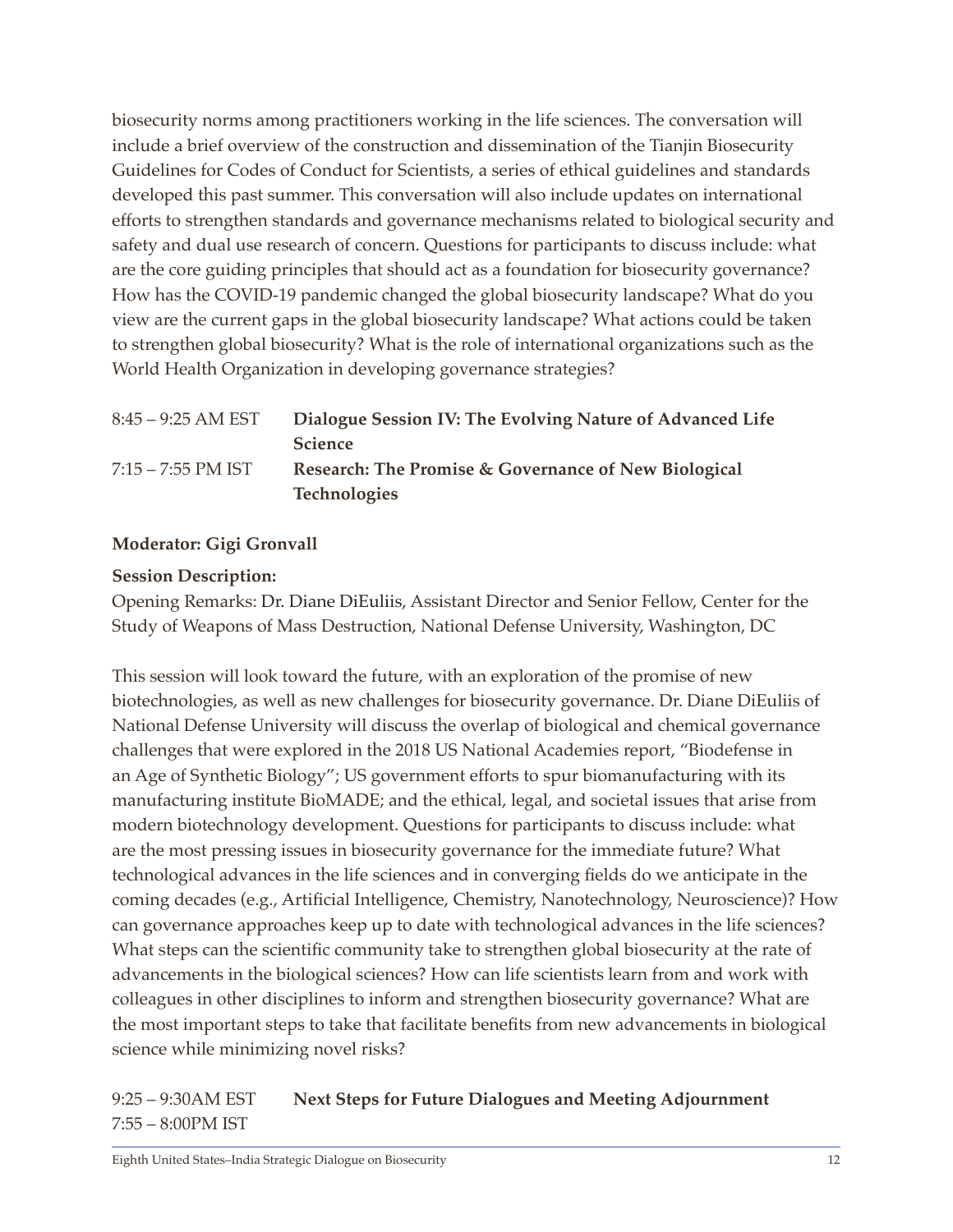biosecurity norms among practitioners working in the life sciences. The conversation will include a brief overview of the construction and dissemination of the Tianjin Biosecurity Guidelines for Codes of Conduct for Scientists, a series of ethical guidelines and standards developed this past summer. This conversation will also include updates on international efforts to strengthen standards and governance mechanisms related to biological security and safety and dual use research of concern. Questions for participants to discuss include: what are the core guiding principles that should act as a foundation for biosecurity governance? How has the COVID-19 pandemic changed the global biosecurity landscape? What do you view are the current gaps in the global biosecurity landscape? What actions could be taken to strengthen global biosecurity? What is the role of international organizations such as the World Health Organization in developing governance strategies?

| | |
|---|---|
| 8:45 – 9:25 AM EST<br>7:15 – 7:55 PM IST | **Dialogue Session IV: The Evolving Nature of Advanced Life Science Research: The Promise & Governance of New Biological Technologies** |

**Moderator: Gigi Gronvall**

**Session Description:**

Opening Remarks: Dr. Diane DiEuliis, Assistant Director and Senior Fellow, Center for the Study of Weapons of Mass Destruction, National Defense University, Washington, DC

This session will look toward the future, with an exploration of the promise of new biotechnologies, as well as new challenges for biosecurity governance. Dr. Diane DiEuliis of National Defense University will discuss the overlap of biological and chemical governance challenges that were explored in the 2018 US National Academies report, "Biodefense in an Age of Synthetic Biology"; US government efforts to spur biomanufacturing with its manufacturing institute BioMADE; and the ethical, legal, and societal issues that arise from modern biotechnology development. Questions for participants to discuss include: what are the most pressing issues in biosecurity governance for the immediate future? What technological advances in the life sciences and in converging fields do we anticipate in the coming decades (e.g., Artificial Intelligence, Chemistry, Nanotechnology, Neuroscience)? How can governance approaches keep up to date with technological advances in the life sciences? What steps can the scientific community take to strengthen global biosecurity at the rate of advancements in the biological sciences? How can life scientists learn from and work with colleagues in other disciplines to inform and strengthen biosecurity governance? What are the most important steps to take that facilitate benefits from new advancements in biological science while minimizing novel risks?

| | |
|---|---|
| 9:25 – 9:30AM EST<br>7:55 – 8:00PM IST | **Next Steps for Future Dialogues and Meeting Adjournment** |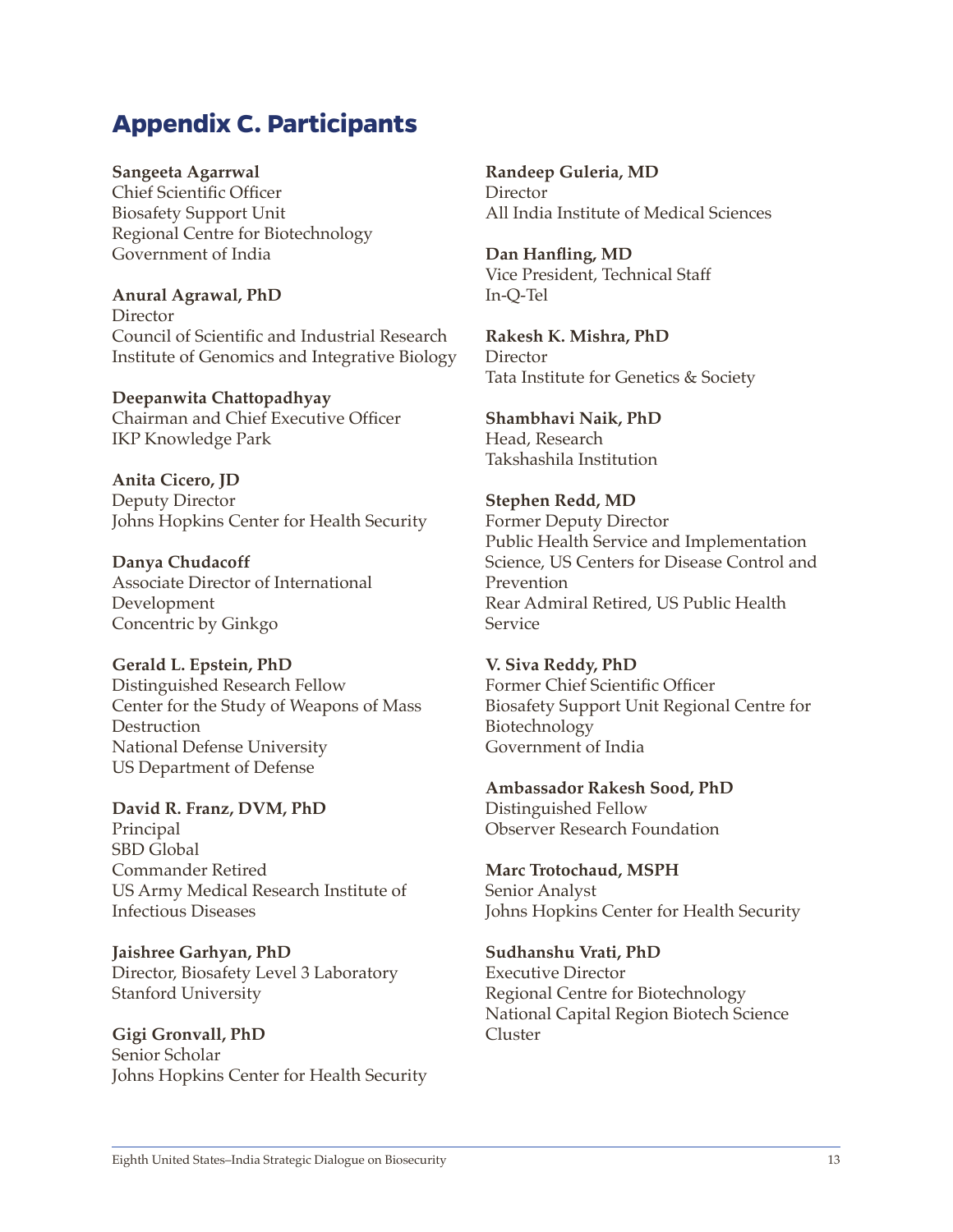# Appendix C. Participants

**Sangeeta Agarrwal**
Chief Scientific Officer
Biosafety Support Unit
Regional Centre for Biotechnology
Government of India

**Anural Agrawal, PhD**
Director
Council of Scientific and Industrial Research
Institute of Genomics and Integrative Biology

**Deepanwita Chattopadhyay**
Chairman and Chief Executive Officer
IKP Knowledge Park

**Anita Cicero, JD**
Deputy Director
Johns Hopkins Center for Health Security

**Danya Chudacoff**
Associate Director of International Development
Concentric by Ginkgo

**Gerald L. Epstein, PhD**
Distinguished Research Fellow
Center for the Study of Weapons of Mass Destruction
National Defense University
US Department of Defense

**David R. Franz, DVM, PhD**
Principal
SBD Global
Commander Retired
US Army Medical Research Institute of Infectious Diseases

**Jaishree Garhyan, PhD**
Director, Biosafety Level 3 Laboratory
Stanford University

**Gigi Gronvall, PhD**
Senior Scholar
Johns Hopkins Center for Health Security

**Randeep Guleria, MD**
Director
All India Institute of Medical Sciences

**Dan Hanfling, MD**
Vice President, Technical Staff
In-Q-Tel

**Rakesh K. Mishra, PhD**
Director
Tata Institute for Genetics & Society

**Shambhavi Naik, PhD**
Head, Research
Takshashila Institution

**Stephen Redd, MD**
Former Deputy Director
Public Health Service and Implementation Science, US Centers for Disease Control and Prevention
Rear Admiral Retired, US Public Health Service

**V. Siva Reddy, PhD**
Former Chief Scientific Officer
Biosafety Support Unit Regional Centre for Biotechnology
Government of India

**Ambassador Rakesh Sood, PhD**
Distinguished Fellow
Observer Research Foundation

**Marc Trotochaud, MSPH**
Senior Analyst
Johns Hopkins Center for Health Security

**Sudhanshu Vrati, PhD**
Executive Director
Regional Centre for Biotechnology
National Capital Region Biotech Science Cluster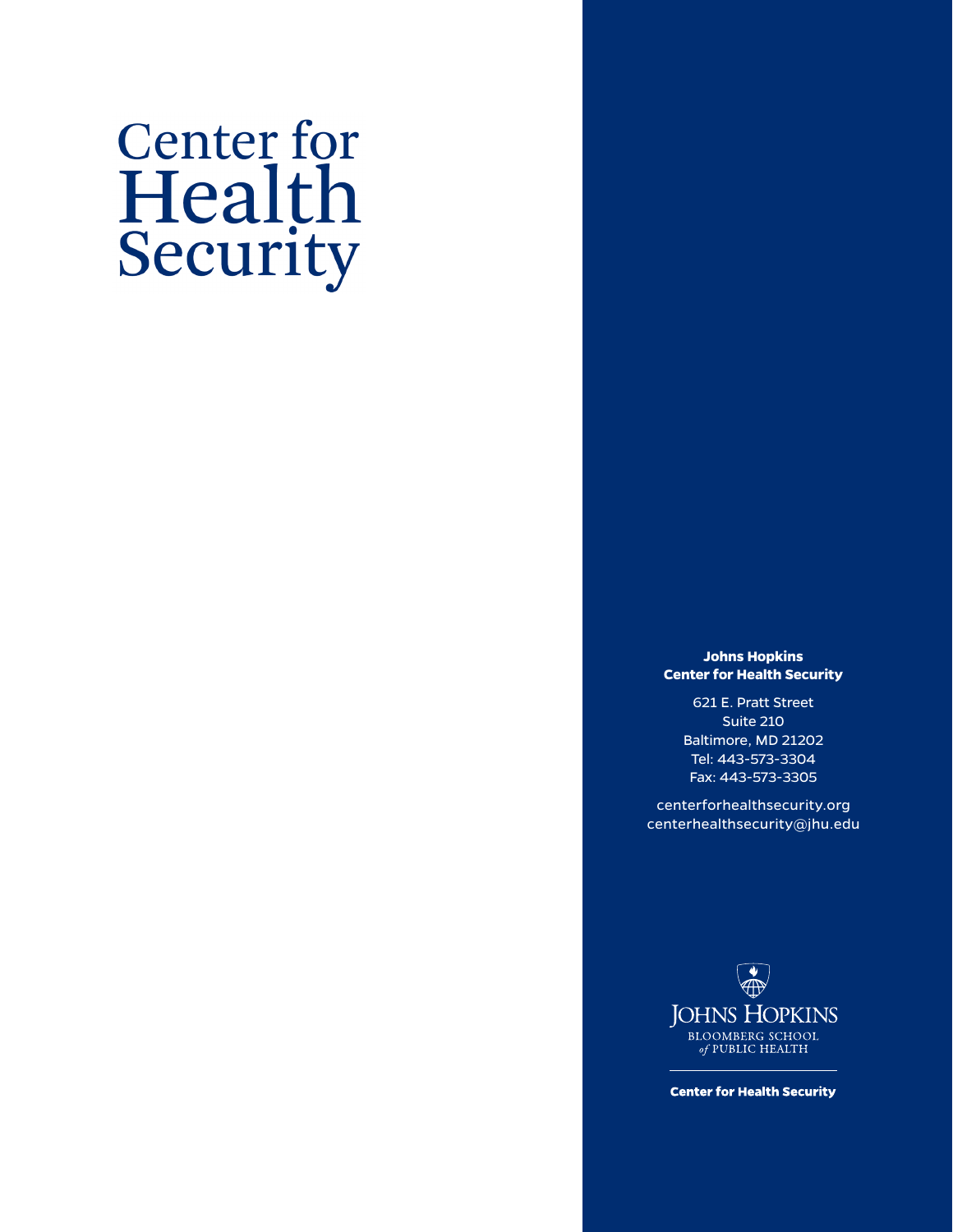# Center for Health Security

**Johns Hopkins**
**Center for Health Security**

621 E. Pratt Street
Suite 210
Baltimore, MD 21202
Tel: 443-573-3304
Fax: 443-573-3305

centerforhealthsecurity.org
centerhealthsecurity@jhu.edu

JOHNS HOPKINS
BLOOMBERG SCHOOL
*of* PUBLIC HEALTH

**Center for Health Security**